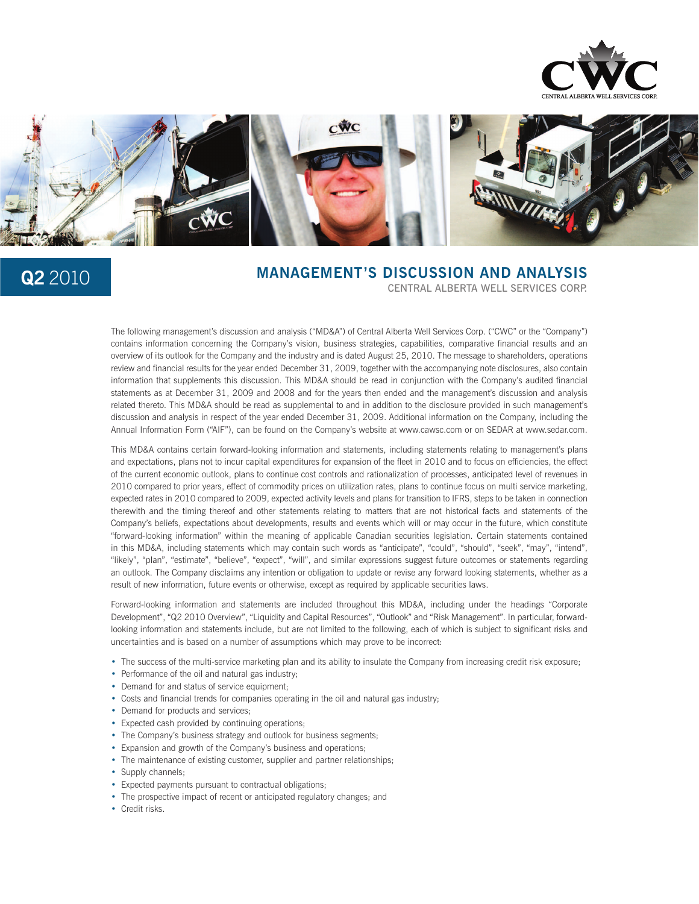# Q2 2010

## MANAGEMENT'S DISCUSSION AND ANALYSIS

CENTRAL ALBERTA WELL SERVICES CORP.

The following management's discussion and analysis ("MD&A") of Central Alberta Well Services Corp. ("CWC" or the "Company") contains information concerning the Company's vision, business strategies, capabilities, comparative financial results and an overview of its outlook for the Company and the industry and is dated August 25, 2010. The message to shareholders, operations review and financial results for the year ended December 31, 2009, together with the accompanying note disclosures, also contain information that supplements this discussion. This MD&A should be read in conjunction with the Company's audited financial statements as at December 31, 2009 and 2008 and for the years then ended and the management's discussion and analysis related thereto. This MD&A should be read as supplemental to and in addition to the disclosure provided in such management's discussion and analysis in respect of the year ended December 31, 2009. Additional information on the Company, including the Annual Information Form ("AIF"), can be found on the Company's website at www.cawsc.com or on SEDAR at www.sedar.com.

This MD&A contains certain forward-looking information and statements, including statements relating to management's plans and expectations, plans not to incur capital expenditures for expansion of the fleet in 2010 and to focus on efficiencies, the effect of the current economic outlook, plans to continue cost controls and rationalization of processes, anticipated level of revenues in 2010 compared to prior years, effect of commodity prices on utilization rates, plans to continue focus on multi service marketing, expected rates in 2010 compared to 2009, expected activity levels and plans for transition to IFRS, steps to be taken in connection therewith and the timing thereof and other statements relating to matters that are not historical facts and statements of the Company's beliefs, expectations about developments, results and events which will or may occur in the future, which constitute "forward-looking information" within the meaning of applicable Canadian securities legislation. Certain statements contained in this MD&A, including statements which may contain such words as "anticipate", "could", "should", "seek", "may", "intend", "likely", "plan", "estimate", "believe", "expect", "will", and similar expressions suggest future outcomes or statements regarding an outlook. The Company disclaims any intention or obligation to update or revise any forward looking statements, whether as a result of new information, future events or otherwise, except as required by applicable securities laws.

Forward-looking information and statements are included throughout this MD&A, including under the headings "Corporate Development", "Q2 2010 Overview", "Liquidity and Capital Resources", "Outlook" and "Risk Management". In particular, forward-looking information and statements include, but are not limited to the following, each of which is subject to significant risks and uncertainties and is based on a number of assumptions which may prove to be incorrect:

- The success of the multi-service marketing plan and its ability to insulate the Company from increasing credit risk exposure;
- Performance of the oil and natural gas industry;
- Demand for and status of service equipment;
- Costs and financial trends for companies operating in the oil and natural gas industry;
- Demand for products and services;
- Expected cash provided by continuing operations;
- The Company's business strategy and outlook for business segments;
- Expansion and growth of the Company's business and operations;
- The maintenance of existing customer, supplier and partner relationships;
- Supply channels;
- Expected payments pursuant to contractual obligations;
- The prospective impact of recent or anticipated regulatory changes; and
- Credit risks.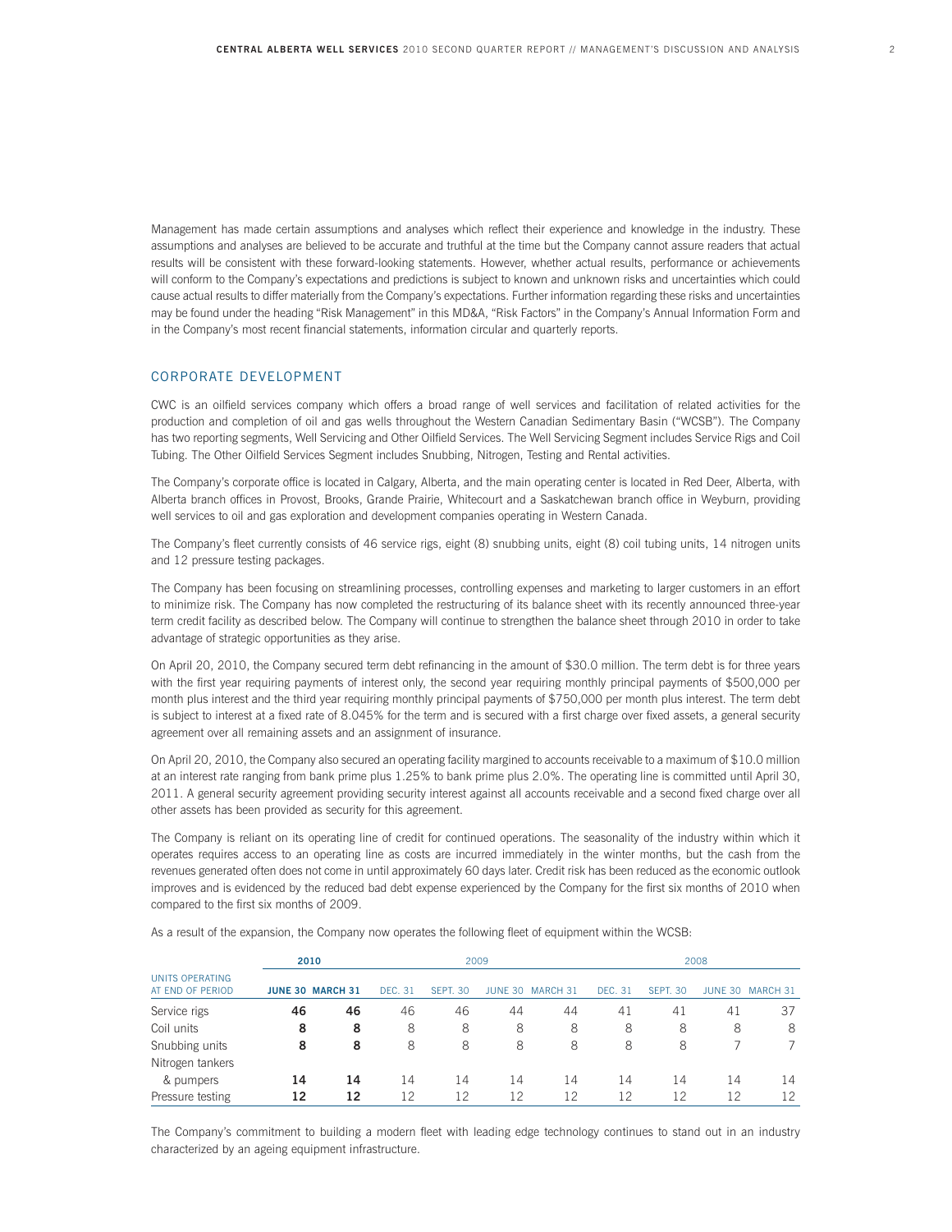Management has made certain assumptions and analyses which reflect their experience and knowledge in the industry. These assumptions and analyses are believed to be accurate and truthful at the time but the Company cannot assure readers that actual results will be consistent with these forward-looking statements. However, whether actual results, performance or achievements will conform to the Company's expectations and predictions is subject to known and unknown risks and uncertainties which could cause actual results to differ materially from the Company's expectations. Further information regarding these risks and uncertainties may be found under the heading "Risk Management" in this MD&A, "Risk Factors" in the Company's Annual Information Form and in the Company's most recent financial statements, information circular and quarterly reports.

## CORPORATE DEVELOPMENT

CWC is an oilfield services company which offers a broad range of well services and facilitation of related activities for the production and completion of oil and gas wells throughout the Western Canadian Sedimentary Basin ("WCSB"). The Company has two reporting segments, Well Servicing and Other Oilfield Services. The Well Servicing Segment includes Service Rigs and Coil Tubing. The Other Oilfield Services Segment includes Snubbing, Nitrogen, Testing and Rental activities.

The Company's corporate office is located in Calgary, Alberta, and the main operating center is located in Red Deer, Alberta, with Alberta branch offices in Provost, Brooks, Grande Prairie, Whitecourt and a Saskatchewan branch office in Weyburn, providing well services to oil and gas exploration and development companies operating in Western Canada.

The Company's fleet currently consists of 46 service rigs, eight (8) snubbing units, eight (8) coil tubing units, 14 nitrogen units and 12 pressure testing packages.

The Company has been focusing on streamlining processes, controlling expenses and marketing to larger customers in an effort to minimize risk. The Company has now completed the restructuring of its balance sheet with its recently announced three-year term credit facility as described below. The Company will continue to strengthen the balance sheet through 2010 in order to take advantage of strategic opportunities as they arise.

On April 20, 2010, the Company secured term debt refinancing in the amount of $30.0 million. The term debt is for three years with the first year requiring payments of interest only, the second year requiring monthly principal payments of $500,000 per month plus interest and the third year requiring monthly principal payments of $750,000 per month plus interest. The term debt is subject to interest at a fixed rate of 8.045% for the term and is secured with a first charge over fixed assets, a general security agreement over all remaining assets and an assignment of insurance.

On April 20, 2010, the Company also secured an operating facility margined to accounts receivable to a maximum of $10.0 million at an interest rate ranging from bank prime plus 1.25% to bank prime plus 2.0%. The operating line is committed until April 30, 2011. A general security agreement providing security interest against all accounts receivable and a second fixed charge over all other assets has been provided as security for this agreement.

The Company is reliant on its operating line of credit for continued operations. The seasonality of the industry within which it operates requires access to an operating line as costs are incurred immediately in the winter months, but the cash from the revenues generated often does not come in until approximately 60 days later. Credit risk has been reduced as the economic outlook improves and is evidenced by the reduced bad debt expense experienced by the Company for the first six months of 2010 when compared to the first six months of 2009.

As a result of the expansion, the Company now operates the following fleet of equipment within the WCSB:

| | **2010** | | 2009 | | | | 2008 | | | |
|---|---|---|---|---|---|---|---|---|---|---|
| UNITS OPERATING AT END OF PERIOD | **JUNE 30** | **MARCH 31** | DEC. 31 | SEPT. 30 | JUNE 30 | MARCH 31 | DEC. 31 | SEPT. 30 | JUNE 30 | MARCH 31 |
| Service rigs | **46** | **46** | 46 | 46 | 44 | 44 | 41 | 41 | 41 | 37 |
| Coil units | **8** | **8** | 8 | 8 | 8 | 8 | 8 | 8 | 8 | 8 |
| Snubbing units | **8** | **8** | 8 | 8 | 8 | 8 | 8 | 8 | 7 | 7 |
| Nitrogen tankers & pumpers | **14** | **14** | 14 | 14 | 14 | 14 | 14 | 14 | 14 | 14 |
| Pressure testing | **12** | **12** | 12 | 12 | 12 | 12 | 12 | 12 | 12 | 12 |

The Company's commitment to building a modern fleet with leading edge technology continues to stand out in an industry characterized by an ageing equipment infrastructure.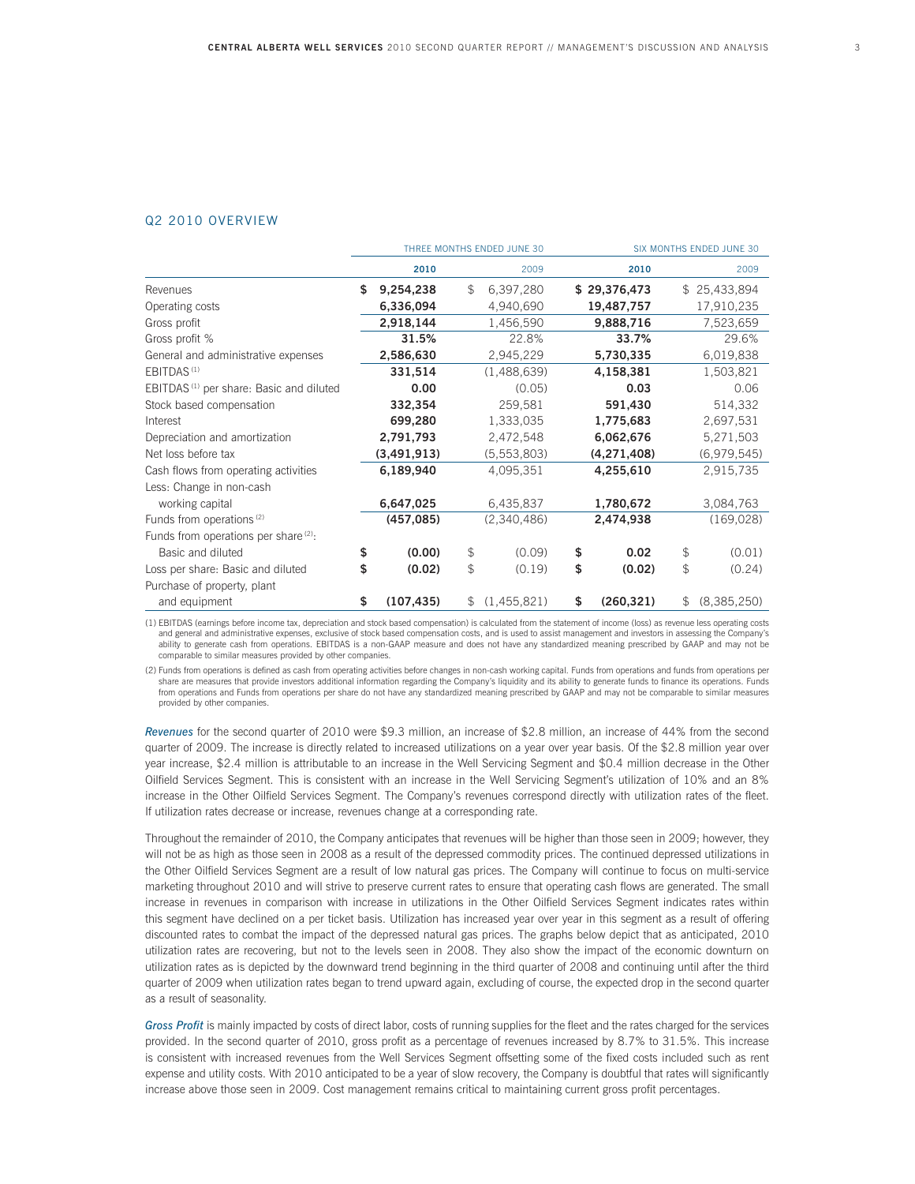## Q2 2010 OVERVIEW

| | THREE MONTHS ENDED JUNE 30 | | SIX MONTHS ENDED JUNE 30 | |
|---|---|---|---|---|
| | **2010** | 2009 | **2010** | 2009 |
| Revenues | **$ 9,254,238** | $ 6,397,280 | **$ 29,376,473** | $ 25,433,894 |
| Operating costs | **6,336,094** | 4,940,690 | **19,487,757** | 17,910,235 |
| Gross profit | **2,918,144** | 1,456,590 | **9,888,716** | 7,523,659 |
| Gross profit % | **31.5%** | 22.8% | **33.7%** | 29.6% |
| General and administrative expenses | **2,586,630** | 2,945,229 | **5,730,335** | 6,019,838 |
| EBITDAS (1) | **331,514** | (1,488,639) | **4,158,381** | 1,503,821 |
| EBITDAS (1) per share: Basic and diluted | **0.00** | (0.05) | **0.03** | 0.06 |
| Stock based compensation | **332,354** | 259,581 | **591,430** | 514,332 |
| Interest | **699,280** | 1,333,035 | **1,775,683** | 2,697,531 |
| Depreciation and amortization | **2,791,793** | 2,472,548 | **6,062,676** | 5,271,503 |
| Net loss before tax | **(3,491,913)** | (5,553,803) | **(4,271,408)** | (6,979,545) |
| Cash flows from operating activities | **6,189,940** | 4,095,351 | **4,255,610** | 2,915,735 |
| Less: Change in non-cash working capital | **6,647,025** | 6,435,837 | **1,780,672** | 3,084,763 |
| Funds from operations (2) | **(457,085)** | (2,340,486) | **2,474,938** | (169,028) |
| Funds from operations per share (2): Basic and diluted | **$ (0.00)** | $ (0.09) | **$ 0.02** | $ (0.01) |
| Loss per share: Basic and diluted | **$ (0.02)** | $ (0.19) | **$ (0.02)** | $ (0.24) |
| Purchase of property, plant and equipment | **$ (107,435)** | $ (1,455,821) | **$ (260,321)** | $ (8,385,250) |

(1) EBITDAS (earnings before income tax, depreciation and stock based compensation) is calculated from the statement of income (loss) as revenue less operating costs and general and administrative expenses, exclusive of stock based compensation costs, and is used to assist management and investors in assessing the Company's ability to generate cash from operations. EBITDAS is a non-GAAP measure and does not have any standardized meaning prescribed by GAAP and may not be comparable to similar measures provided by other companies.

(2) Funds from operations is defined as cash from operating activities before changes in non-cash working capital. Funds from operations and funds from operations per share are measures that provide investors additional information regarding the Company's liquidity and its ability to generate funds to finance its operations. Funds from operations and Funds from operations per share do not have any standardized meaning prescribed by GAAP and may not be comparable to similar measures provided by other companies.

***Revenues*** for the second quarter of 2010 were $9.3 million, an increase of $2.8 million, an increase of 44% from the second quarter of 2009. The increase is directly related to increased utilizations on a year over year basis. Of the $2.8 million year over year increase, $2.4 million is attributable to an increase in the Well Servicing Segment and $0.4 million decrease in the Other Oilfield Services Segment. This is consistent with an increase in the Well Servicing Segment's utilization of 10% and an 8% increase in the Other Oilfield Services Segment. The Company's revenues correspond directly with utilization rates of the fleet. If utilization rates decrease or increase, revenues change at a corresponding rate.

Throughout the remainder of 2010, the Company anticipates that revenues will be higher than those seen in 2009; however, they will not be as high as those seen in 2008 as a result of the depressed commodity prices. The continued depressed utilizations in the Other Oilfield Services Segment are a result of low natural gas prices. The Company will continue to focus on multi-service marketing throughout 2010 and will strive to preserve current rates to ensure that operating cash flows are generated. The small increase in revenues in comparison with increase in utilizations in the Other Oilfield Services Segment indicates rates within this segment have declined on a per ticket basis. Utilization has increased year over year in this segment as a result of offering discounted rates to combat the impact of the depressed natural gas prices. The graphs below depict that as anticipated, 2010 utilization rates are recovering, but not to the levels seen in 2008. They also show the impact of the economic downturn on utilization rates as is depicted by the downward trend beginning in the third quarter of 2008 and continuing until after the third quarter of 2009 when utilization rates began to trend upward again, excluding of course, the expected drop in the second quarter as a result of seasonality.

***Gross Profit*** is mainly impacted by costs of direct labor, costs of running supplies for the fleet and the rates charged for the services provided. In the second quarter of 2010, gross profit as a percentage of revenues increased by 8.7% to 31.5%. This increase is consistent with increased revenues from the Well Services Segment offsetting some of the fixed costs included such as rent expense and utility costs. With 2010 anticipated to be a year of slow recovery, the Company is doubtful that rates will significantly increase above those seen in 2009. Cost management remains critical to maintaining current gross profit percentages.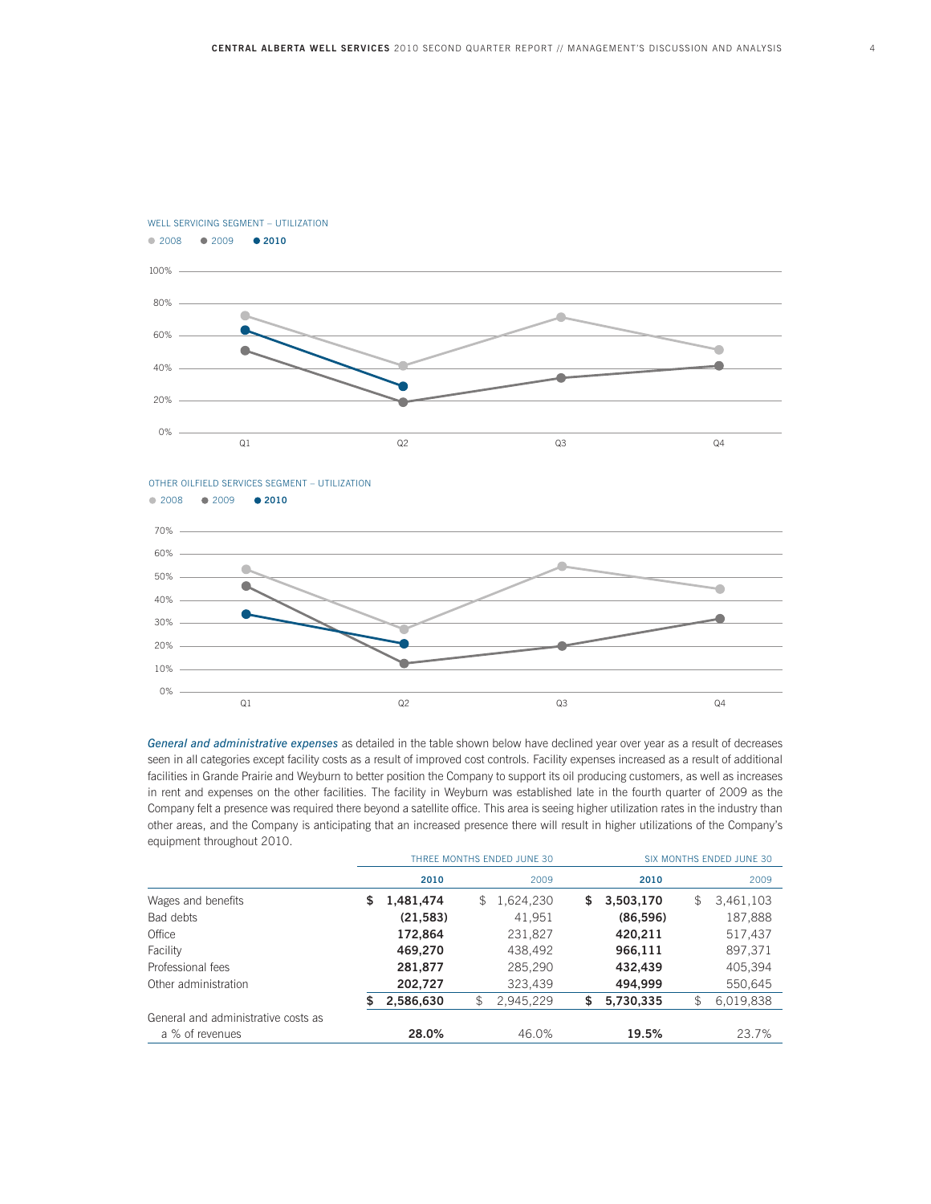WELL SERVICING SEGMENT – UTILIZATION

● 2008 ● 2009 ● 2010

OTHER OILFIELD SERVICES SEGMENT – UTILIZATION

● 2008 ● 2009 ● 2010

*General and administrative expenses* as detailed in the table shown below have declined year over year as a result of decreases seen in all categories except facility costs as a result of improved cost controls. Facility expenses increased as a result of additional facilities in Grande Prairie and Weyburn to better position the Company to support its oil producing customers, as well as increases in rent and expenses on the other facilities. The facility in Weyburn was established late in the fourth quarter of 2009 as the Company felt a presence was required there beyond a satellite office. This area is seeing higher utilization rates in the industry than other areas, and the Company is anticipating that an increased presence there will result in higher utilizations of the Company's equipment throughout 2010.

| | THREE MONTHS ENDED JUNE 30 | | SIX MONTHS ENDED JUNE 30 | |
|---|---|---|---|---|
| | **2010** | 2009 | **2010** | 2009 |
| Wages and benefits | **$ 1,481,474** | $ 1,624,230 | **$ 3,503,170** | $ 3,461,103 |
| Bad debts | **(21,583)** | 41,951 | **(86,596)** | 187,888 |
| Office | **172,864** | 231,827 | **420,211** | 517,437 |
| Facility | **469,270** | 438,492 | **966,111** | 897,371 |
| Professional fees | **281,877** | 285,290 | **432,439** | 405,394 |
| Other administration | **202,727** | 323,439 | **494,999** | 550,645 |
| | **$ 2,586,630** | $ 2,945,229 | **$ 5,730,335** | $ 6,019,838 |
| General and administrative costs as a % of revenues | **28.0%** | 46.0% | **19.5%** | 23.7% |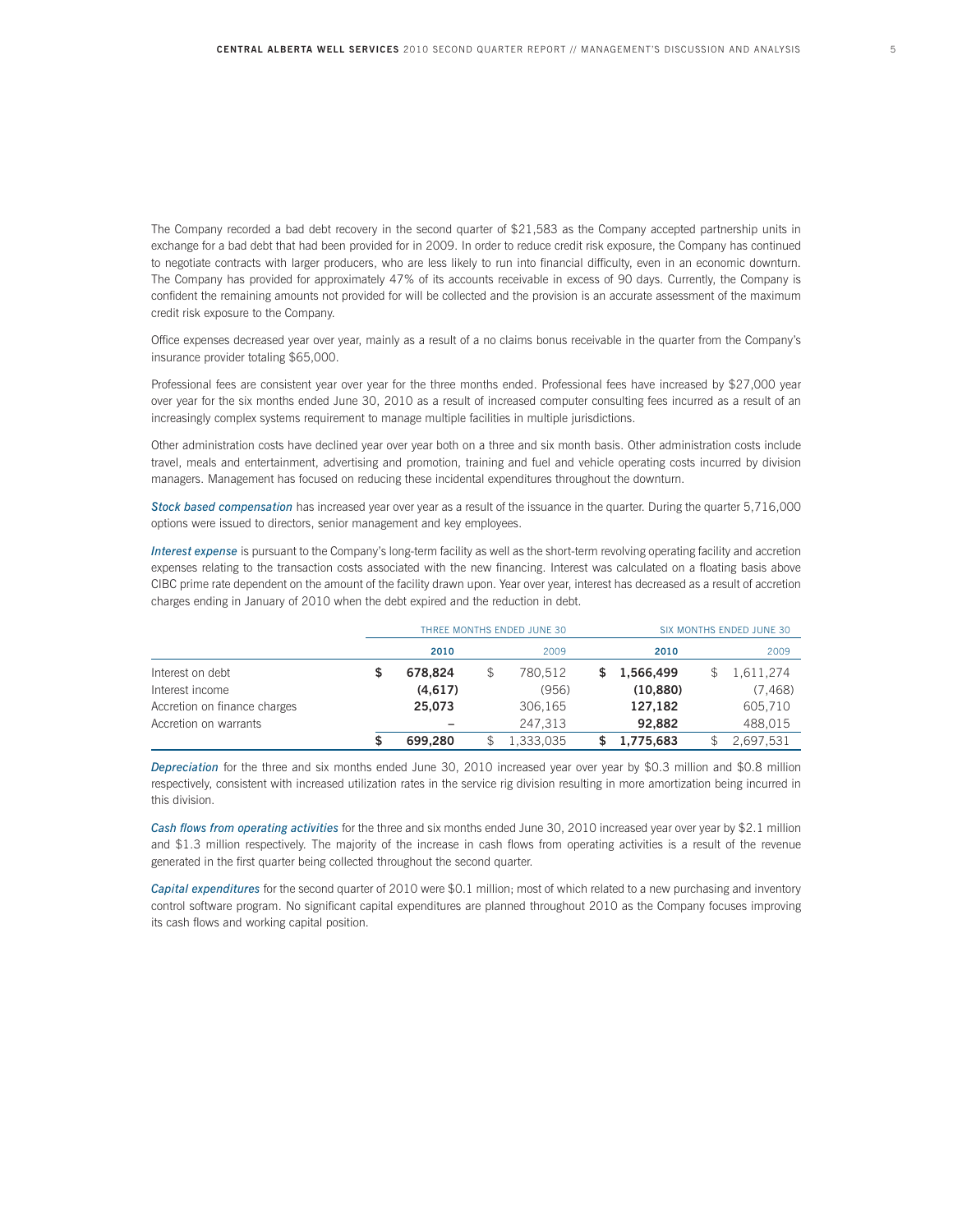The Company recorded a bad debt recovery in the second quarter of $21,583 as the Company accepted partnership units in exchange for a bad debt that had been provided for in 2009. In order to reduce credit risk exposure, the Company has continued to negotiate contracts with larger producers, who are less likely to run into financial difficulty, even in an economic downturn. The Company has provided for approximately 47% of its accounts receivable in excess of 90 days. Currently, the Company is confident the remaining amounts not provided for will be collected and the provision is an accurate assessment of the maximum credit risk exposure to the Company.

Office expenses decreased year over year, mainly as a result of a no claims bonus receivable in the quarter from the Company's insurance provider totaling $65,000.

Professional fees are consistent year over year for the three months ended. Professional fees have increased by $27,000 year over year for the six months ended June 30, 2010 as a result of increased computer consulting fees incurred as a result of an increasingly complex systems requirement to manage multiple facilities in multiple jurisdictions.

Other administration costs have declined year over year both on a three and six month basis. Other administration costs include travel, meals and entertainment, advertising and promotion, training and fuel and vehicle operating costs incurred by division managers. Management has focused on reducing these incidental expenditures throughout the downturn.

*Stock based compensation* has increased year over year as a result of the issuance in the quarter. During the quarter 5,716,000 options were issued to directors, senior management and key employees.

*Interest expense* is pursuant to the Company's long-term facility as well as the short-term revolving operating facility and accretion expenses relating to the transaction costs associated with the new financing. Interest was calculated on a floating basis above CIBC prime rate dependent on the amount of the facility drawn upon. Year over year, interest has decreased as a result of accretion charges ending in January of 2010 when the debt expired and the reduction in debt.

| | THREE MONTHS ENDED JUNE 30 | | SIX MONTHS ENDED JUNE 30 | |
|---|---|---|---|---|
| | **2010** | 2009 | **2010** | 2009 |
| Interest on debt | **$ 678,824** | $ 780,512 | **$ 1,566,499** | $ 1,611,274 |
| Interest income | **(4,617)** | (956) | **(10,880)** | (7,468) |
| Accretion on finance charges | **25,073** | 306,165 | **127,182** | 605,710 |
| Accretion on warrants | **–** | 247,313 | **92,882** | 488,015 |
| | **$ 699,280** | $ 1,333,035 | **$ 1,775,683** | $ 2,697,531 |

*Depreciation* for the three and six months ended June 30, 2010 increased year over year by $0.3 million and $0.8 million respectively, consistent with increased utilization rates in the service rig division resulting in more amortization being incurred in this division.

*Cash flows from operating activities* for the three and six months ended June 30, 2010 increased year over year by $2.1 million and $1.3 million respectively. The majority of the increase in cash flows from operating activities is a result of the revenue generated in the first quarter being collected throughout the second quarter.

*Capital expenditures* for the second quarter of 2010 were $0.1 million; most of which related to a new purchasing and inventory control software program. No significant capital expenditures are planned throughout 2010 as the Company focuses improving its cash flows and working capital position.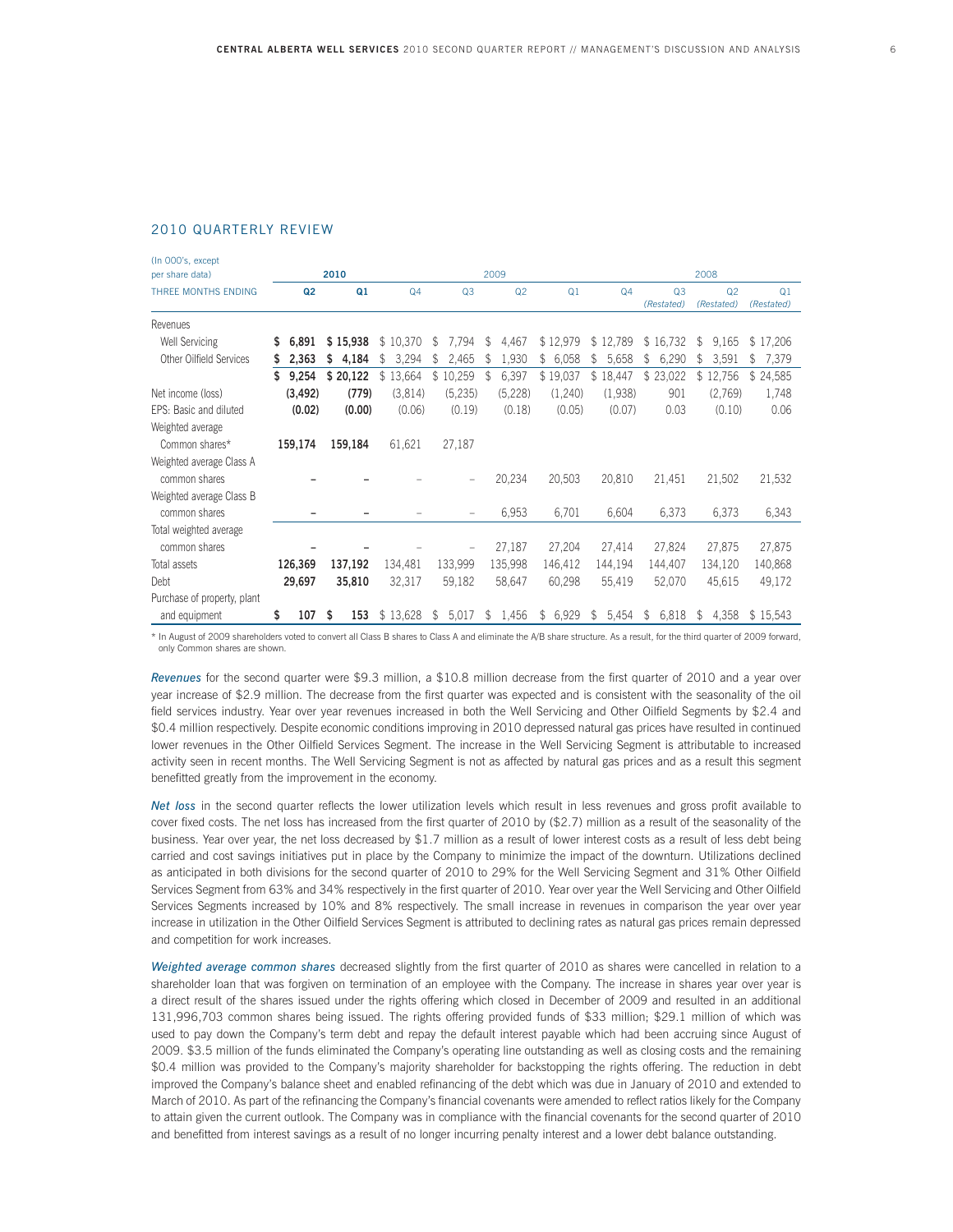## 2010 QUARTERLY REVIEW

| (In 000's, except per share data) | 2010 | | 2009 | | | | 2008 | | | |
|---|---|---|---|---|---|---|---|---|---|---|
| THREE MONTHS ENDING | **Q2** | **Q1** | Q4 | Q3 | Q2 | Q1 | Q4 | Q3 (Restated) | Q2 (Restated) | Q1 (Restated) |
| Revenues | | | | | | | | | | |
| Well Servicing | **$ 6,891** | **$ 15,938** | $ 10,370 | $ 7,794 | $ 4,467 | $ 12,979 | $ 12,789 | $ 16,732 | $ 9,165 | $ 17,206 |
| Other Oilfield Services | **$ 2,363** | **$ 4,184** | $ 3,294 | $ 2,465 | $ 1,930 | $ 6,058 | $ 5,658 | $ 6,290 | $ 3,591 | $ 7,379 |
| | **$ 9,254** | **$ 20,122** | $ 13,664 | $ 10,259 | $ 6,397 | $ 19,037 | $ 18,447 | $ 23,022 | $ 12,756 | $ 24,585 |
| Net income (loss) | **(3,492)** | **(779)** | (3,814) | (5,235) | (5,228) | (1,240) | (1,938) | 901 | (2,769) | 1,748 |
| EPS: Basic and diluted | **(0.02)** | **(0.00)** | (0.06) | (0.19) | (0.18) | (0.05) | (0.07) | 0.03 | (0.10) | 0.06 |
| Weighted average Common shares* | **159,174** | **159,184** | 61,621 | 27,187 | | | | | | |
| Weighted average Class A common shares | **–** | **–** | – | – | 20,234 | 20,503 | 20,810 | 21,451 | 21,502 | 21,532 |
| Weighted average Class B common shares | **–** | **–** | – | – | 6,953 | 6,701 | 6,604 | 6,373 | 6,373 | 6,343 |
| Total weighted average common shares | **–** | **–** | – | – | 27,187 | 27,204 | 27,414 | 27,824 | 27,875 | 27,875 |
| Total assets | **126,369** | **137,192** | 134,481 | 133,999 | 135,998 | 146,412 | 144,194 | 144,407 | 134,120 | 140,868 |
| Debt | **29,697** | **35,810** | 32,317 | 59,182 | 58,647 | 60,298 | 55,419 | 52,070 | 45,615 | 49,172 |
| Purchase of property, plant and equipment | **$ 107** | **$ 153** | $ 13,628 | $ 5,017 | $ 1,456 | $ 6,929 | $ 5,454 | $ 6,818 | $ 4,358 | $ 15,543 |

\* In August of 2009 shareholders voted to convert all Class B shares to Class A and eliminate the A/B share structure. As a result, for the third quarter of 2009 forward, only Common shares are shown.

*Revenues* for the second quarter were $9.3 million, a $10.8 million decrease from the first quarter of 2010 and a year over year increase of $2.9 million. The decrease from the first quarter was expected and is consistent with the seasonality of the oil field services industry. Year over year revenues increased in both the Well Servicing and Other Oilfield Segments by $2.4 and $0.4 million respectively. Despite economic conditions improving in 2010 depressed natural gas prices have resulted in continued lower revenues in the Other Oilfield Services Segment. The increase in the Well Servicing Segment is attributable to increased activity seen in recent months. The Well Servicing Segment is not as affected by natural gas prices and as a result this segment benefitted greatly from the improvement in the economy.

*Net loss* in the second quarter reflects the lower utilization levels which result in less revenues and gross profit available to cover fixed costs. The net loss has increased from the first quarter of 2010 by ($2.7) million as a result of the seasonality of the business. Year over year, the net loss decreased by $1.7 million as a result of lower interest costs as a result of less debt being carried and cost savings initiatives put in place by the Company to minimize the impact of the downturn. Utilizations declined as anticipated in both divisions for the second quarter of 2010 to 29% for the Well Servicing Segment and 31% Other Oilfield Services Segment from 63% and 34% respectively in the first quarter of 2010. Year over year the Well Servicing and Other Oilfield Services Segments increased by 10% and 8% respectively. The small increase in revenues in comparison the year over year increase in utilization in the Other Oilfield Services Segment is attributed to declining rates as natural gas prices remain depressed and competition for work increases.

*Weighted average common shares* decreased slightly from the first quarter of 2010 as shares were cancelled in relation to a shareholder loan that was forgiven on termination of an employee with the Company. The increase in shares year over year is a direct result of the shares issued under the rights offering which closed in December of 2009 and resulted in an additional 131,996,703 common shares being issued. The rights offering provided funds of $33 million; $29.1 million of which was used to pay down the Company's term debt and repay the default interest payable which had been accruing since August of 2009. $3.5 million of the funds eliminated the Company's operating line outstanding as well as closing costs and the remaining $0.4 million was provided to the Company's majority shareholder for backstopping the rights offering. The reduction in debt improved the Company's balance sheet and enabled refinancing of the debt which was due in January of 2010 and extended to March of 2010. As part of the refinancing the Company's financial covenants were amended to reflect ratios likely for the Company to attain given the current outlook. The Company was in compliance with the financial covenants for the second quarter of 2010 and benefitted from interest savings as a result of no longer incurring penalty interest and a lower debt balance outstanding.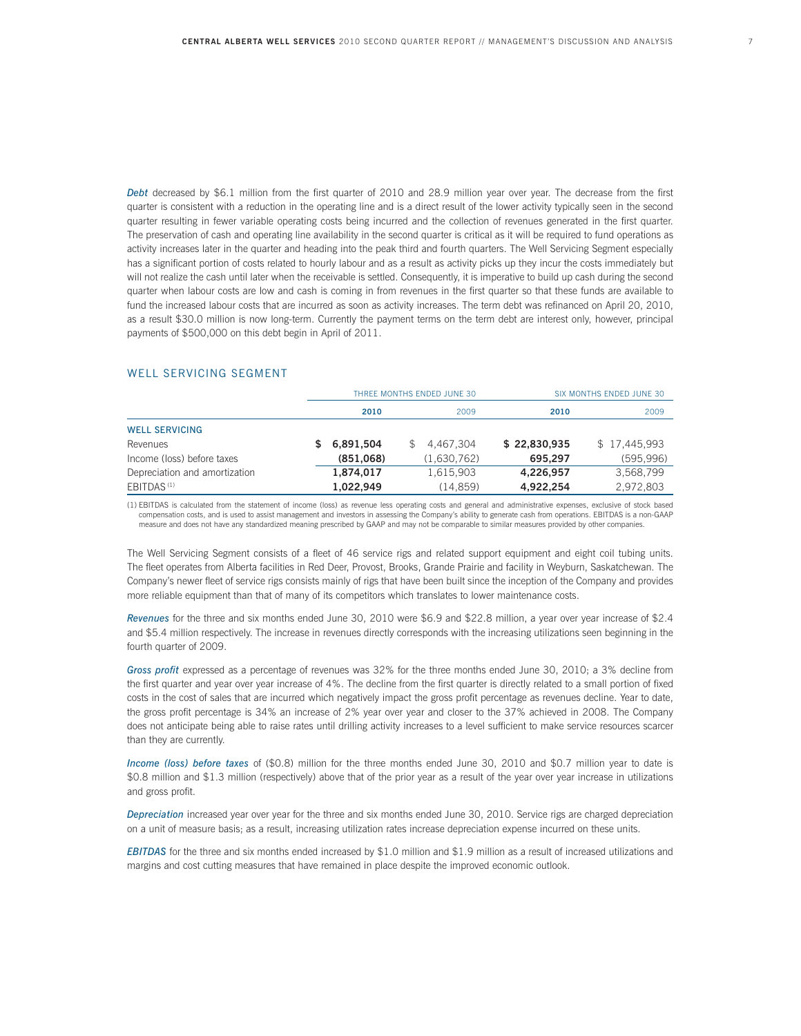*Debt* decreased by $6.1 million from the first quarter of 2010 and 28.9 million year over year. The decrease from the first quarter is consistent with a reduction in the operating line and is a direct result of the lower activity typically seen in the second quarter resulting in fewer variable operating costs being incurred and the collection of revenues generated in the first quarter. The preservation of cash and operating line availability in the second quarter is critical as it will be required to fund operations as activity increases later in the quarter and heading into the peak third and fourth quarters. The Well Servicing Segment especially has a significant portion of costs related to hourly labour and as a result as activity picks up they incur the costs immediately but will not realize the cash until later when the receivable is settled. Consequently, it is imperative to build up cash during the second quarter when labour costs are low and cash is coming in from revenues in the first quarter so that these funds are available to fund the increased labour costs that are incurred as soon as activity increases. The term debt was refinanced on April 20, 2010, as a result $30.0 million is now long-term. Currently the payment terms on the term debt are interest only, however, principal payments of $500,000 on this debt begin in April of 2011.

## WELL SERVICING SEGMENT

| | THREE MONTHS ENDED JUNE 30 | | SIX MONTHS ENDED JUNE 30 | |
|---|---|---|---|---|
| | **2010** | 2009 | **2010** | 2009 |
| **WELL SERVICING** | | | | |
| Revenues | **$ 6,891,504** | $ 4,467,304 | **$ 22,830,935** | $ 17,445,993 |
| Income (loss) before taxes | **(851,068)** | (1,630,762) | **695,297** | (595,996) |
| Depreciation and amortization | **1,874,017** | 1,615,903 | **4,226,957** | 3,568,799 |
| EBITDAS [(1)] | **1,022,949** | (14,859) | **4,922,254** | 2,972,803 |

(1) EBITDAS is calculated from the statement of income (loss) as revenue less operating costs and general and administrative expenses, exclusive of stock based compensation costs, and is used to assist management and investors in assessing the Company's ability to generate cash from operations. EBITDAS is a non-GAAP measure and does not have any standardized meaning prescribed by GAAP and may not be comparable to similar measures provided by other companies.

The Well Servicing Segment consists of a fleet of 46 service rigs and related support equipment and eight coil tubing units. The fleet operates from Alberta facilities in Red Deer, Provost, Brooks, Grande Prairie and facility in Weyburn, Saskatchewan. The Company's newer fleet of service rigs consists mainly of rigs that have been built since the inception of the Company and provides more reliable equipment than that of many of its competitors which translates to lower maintenance costs.

*Revenues* for the three and six months ended June 30, 2010 were $6.9 and $22.8 million, a year over year increase of $2.4 and $5.4 million respectively. The increase in revenues directly corresponds with the increasing utilizations seen beginning in the fourth quarter of 2009.

*Gross profit* expressed as a percentage of revenues was 32% for the three months ended June 30, 2010; a 3% decline from the first quarter and year over year increase of 4%. The decline from the first quarter is directly related to a small portion of fixed costs in the cost of sales that are incurred which negatively impact the gross profit percentage as revenues decline. Year to date, the gross profit percentage is 34% an increase of 2% year over year and closer to the 37% achieved in 2008. The Company does not anticipate being able to raise rates until drilling activity increases to a level sufficient to make service resources scarcer than they are currently.

*Income (loss) before taxes* of ($0.8) million for the three months ended June 30, 2010 and $0.7 million year to date is $0.8 million and $1.3 million (respectively) above that of the prior year as a result of the year over year increase in utilizations and gross profit.

*Depreciation* increased year over year for the three and six months ended June 30, 2010. Service rigs are charged depreciation on a unit of measure basis; as a result, increasing utilization rates increase depreciation expense incurred on these units.

*EBITDAS* for the three and six months ended increased by $1.0 million and $1.9 million as a result of increased utilizations and margins and cost cutting measures that have remained in place despite the improved economic outlook.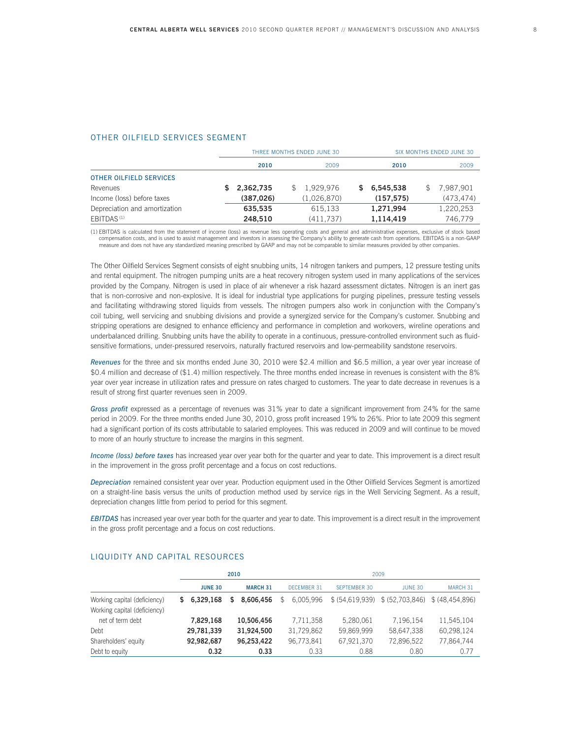## OTHER OILFIELD SERVICES SEGMENT

| | THREE MONTHS ENDED JUNE 30 | | SIX MONTHS ENDED JUNE 30 | |
|---|---|---|---|---|
| | **2010** | 2009 | **2010** | 2009 |
| **OTHER OILFIELD SERVICES** | | | | |
| Revenues | **$ 2,362,735** | $ 1,929,976 | **$ 6,545,538** | $ 7,987,901 |
| Income (loss) before taxes | **(387,026)** | (1,026,870) | **(157,575)** | (473,474) |
| Depreciation and amortization | **635,535** | 615,133 | **1,271,994** | 1,220,253 |
| EBITDAS [(1)] | **248,510** | (411,737) | **1,114,419** | 746,779 |

(1) EBITDAS is calculated from the statement of income (loss) as revenue less operating costs and general and administrative expenses, exclusive of stock based compensation costs, and is used to assist management and investors in assessing the Company's ability to generate cash from operations. EBITDAS is a non-GAAP measure and does not have any standardized meaning prescribed by GAAP and may not be comparable to similar measures provided by other companies.

The Other Oilfield Services Segment consists of eight snubbing units, 14 nitrogen tankers and pumpers, 12 pressure testing units and rental equipment. The nitrogen pumping units are a heat recovery nitrogen system used in many applications of the services provided by the Company. Nitrogen is used in place of air whenever a risk hazard assessment dictates. Nitrogen is an inert gas that is non-corrosive and non-explosive. It is ideal for industrial type applications for purging pipelines, pressure testing vessels and facilitating withdrawing stored liquids from vessels. The nitrogen pumpers also work in conjunction with the Company's coil tubing, well servicing and snubbing divisions and provide a synergized service for the Company's customer. Snubbing and stripping operations are designed to enhance efficiency and performance in completion and workovers, wireline operations and underbalanced drilling. Snubbing units have the ability to operate in a continuous, pressure-controlled environment such as fluid-sensitive formations, under-pressured reservoirs, naturally fractured reservoirs and low-permeability sandstone reservoirs.

***Revenues*** for the three and six months ended June 30, 2010 were $2.4 million and $6.5 million, a year over year increase of $0.4 million and decrease of ($1.4) million respectively. The three months ended increase in revenues is consistent with the 8% year over year increase in utilization rates and pressure on rates charged to customers. The year to date decrease in revenues is a result of strong first quarter revenues seen in 2009.

***Gross profit*** expressed as a percentage of revenues was 31% year to date a significant improvement from 24% for the same period in 2009. For the three months ended June 30, 2010, gross profit increased 19% to 26%. Prior to late 2009 this segment had a significant portion of its costs attributable to salaried employees. This was reduced in 2009 and will continue to be moved to more of an hourly structure to increase the margins in this segment.

***Income (loss) before taxes*** has increased year over year both for the quarter and year to date. This improvement is a direct result in the improvement in the gross profit percentage and a focus on cost reductions.

***Depreciation*** remained consistent year over year. Production equipment used in the Other Oilfield Services Segment is amortized on a straight-line basis versus the units of production method used by service rigs in the Well Servicing Segment. As a result, depreciation changes little from period to period for this segment.

***EBITDAS*** has increased year over year both for the quarter and year to date. This improvement is a direct result in the improvement in the gross profit percentage and a focus on cost reductions.

## LIQUIDITY AND CAPITAL RESOURCES

| | 2010 | | 2009 | | | |
|---|---|---|---|---|---|---|
| | **JUNE 30** | **MARCH 31** | DECEMBER 31 | SEPTEMBER 30 | JUNE 30 | MARCH 31 |
| Working capital (deficiency) | **$ 6,329,168** | **$ 8,606,456** | $ 6,005,996 | $ (54,619,939) | $ (52,703,846) | $ (48,454,896) |
| Working capital (deficiency) net of term debt | **7,829,168** | **10,506,456** | 7,711,358 | 5,280,061 | 7,196,154 | 11,545,104 |
| Debt | **29,781,339** | **31,924,500** | 31,729,862 | 59,869,999 | 58,647,338 | 60,298,124 |
| Shareholders' equity | **92,982,687** | **96,253,422** | 96,773,841 | 67,921,370 | 72,896,522 | 77,864,744 |
| Debt to equity | **0.32** | **0.33** | 0.33 | 0.88 | 0.80 | 0.77 |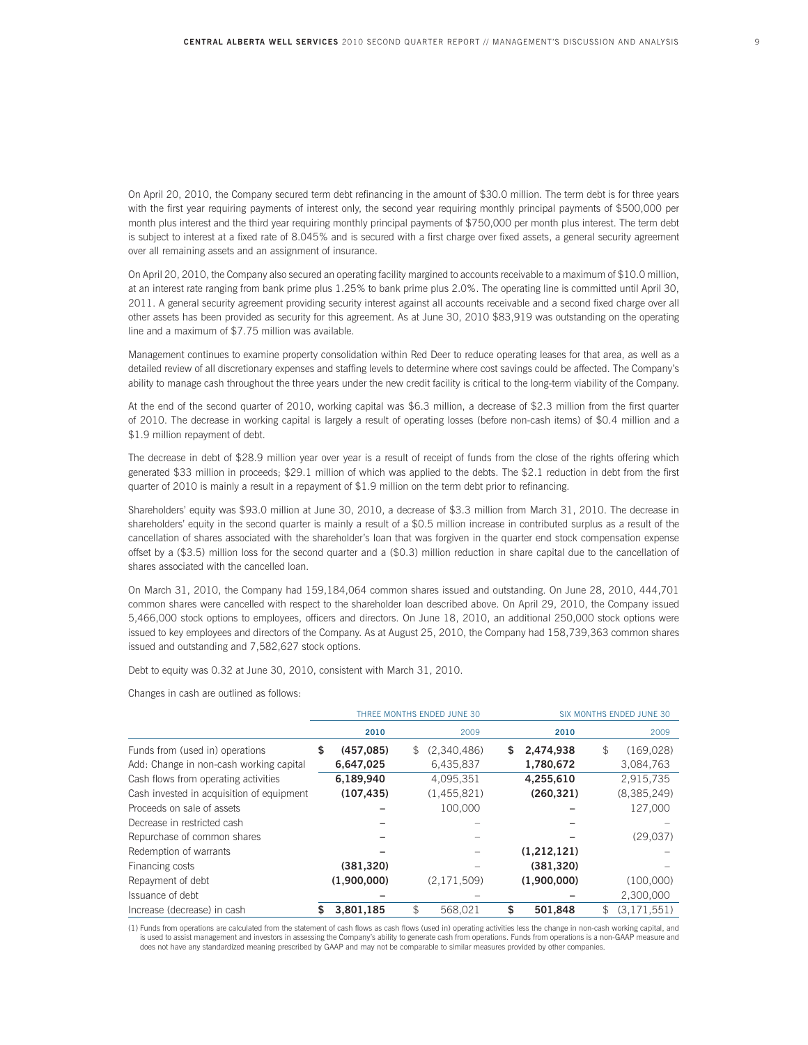On April 20, 2010, the Company secured term debt refinancing in the amount of $30.0 million. The term debt is for three years with the first year requiring payments of interest only, the second year requiring monthly principal payments of $500,000 per month plus interest and the third year requiring monthly principal payments of $750,000 per month plus interest. The term debt is subject to interest at a fixed rate of 8.045% and is secured with a first charge over fixed assets, a general security agreement over all remaining assets and an assignment of insurance.

On April 20, 2010, the Company also secured an operating facility margined to accounts receivable to a maximum of $10.0 million, at an interest rate ranging from bank prime plus 1.25% to bank prime plus 2.0%. The operating line is committed until April 30, 2011. A general security agreement providing security interest against all accounts receivable and a second fixed charge over all other assets has been provided as security for this agreement. As at June 30, 2010 $83,919 was outstanding on the operating line and a maximum of $7.75 million was available.

Management continues to examine property consolidation within Red Deer to reduce operating leases for that area, as well as a detailed review of all discretionary expenses and staffing levels to determine where cost savings could be affected. The Company's ability to manage cash throughout the three years under the new credit facility is critical to the long-term viability of the Company.

At the end of the second quarter of 2010, working capital was $6.3 million, a decrease of $2.3 million from the first quarter of 2010. The decrease in working capital is largely a result of operating losses (before non-cash items) of $0.4 million and a $1.9 million repayment of debt.

The decrease in debt of $28.9 million year over year is a result of receipt of funds from the close of the rights offering which generated $33 million in proceeds; $29.1 million of which was applied to the debts. The $2.1 reduction in debt from the first quarter of 2010 is mainly a result in a repayment of $1.9 million on the term debt prior to refinancing.

Shareholders' equity was $93.0 million at June 30, 2010, a decrease of $3.3 million from March 31, 2010. The decrease in shareholders' equity in the second quarter is mainly a result of a $0.5 million increase in contributed surplus as a result of the cancellation of shares associated with the shareholder's loan that was forgiven in the quarter end stock compensation expense offset by a ($3.5) million loss for the second quarter and a ($0.3) million reduction in share capital due to the cancellation of shares associated with the cancelled loan.

On March 31, 2010, the Company had 159,184,064 common shares issued and outstanding. On June 28, 2010, 444,701 common shares were cancelled with respect to the shareholder loan described above. On April 29, 2010, the Company issued 5,466,000 stock options to employees, officers and directors. On June 18, 2010, an additional 250,000 stock options were issued to key employees and directors of the Company. As at August 25, 2010, the Company had 158,739,363 common shares issued and outstanding and 7,582,627 stock options.

Debt to equity was 0.32 at June 30, 2010, consistent with March 31, 2010.

Changes in cash are outlined as follows:

| | THREE MONTHS ENDED JUNE 30 | | SIX MONTHS ENDED JUNE 30 | |
|---|---|---|---|---|
| | **2010** | 2009 | **2010** | 2009 |
| Funds from (used in) operations | **$ (457,085)** | $ (2,340,486) | **$ 2,474,938** | $ (169,028) |
| Add: Change in non-cash working capital | **6,647,025** | 6,435,837 | **1,780,672** | 3,084,763 |
| Cash flows from operating activities | **6,189,940** | 4,095,351 | **4,255,610** | 2,915,735 |
| Cash invested in acquisition of equipment | **(107,435)** | (1,455,821) | **(260,321)** | (8,385,249) |
| Proceeds on sale of assets | **–** | 100,000 | **–** | 127,000 |
| Decrease in restricted cash | **–** | – | **–** | – |
| Repurchase of common shares | **–** | – | **–** | (29,037) |
| Redemption of warrants | **–** | – | **(1,212,121)** | – |
| Financing costs | **(381,320)** | – | **(381,320)** | – |
| Repayment of debt | **(1,900,000)** | (2,171,509) | **(1,900,000)** | (100,000) |
| Issuance of debt | **–** | – | **–** | 2,300,000 |
| Increase (decrease) in cash | **$ 3,801,185** | $ 568,021 | **$ 501,848** | $ (3,171,551) |

(1) Funds from operations are calculated from the statement of cash flows as cash flows (used in) operating activities less the change in non-cash working capital, and is used to assist management and investors in assessing the Company's ability to generate cash from operations. Funds from operations is a non-GAAP measure and does not have any standardized meaning prescribed by GAAP and may not be comparable to similar measures provided by other companies.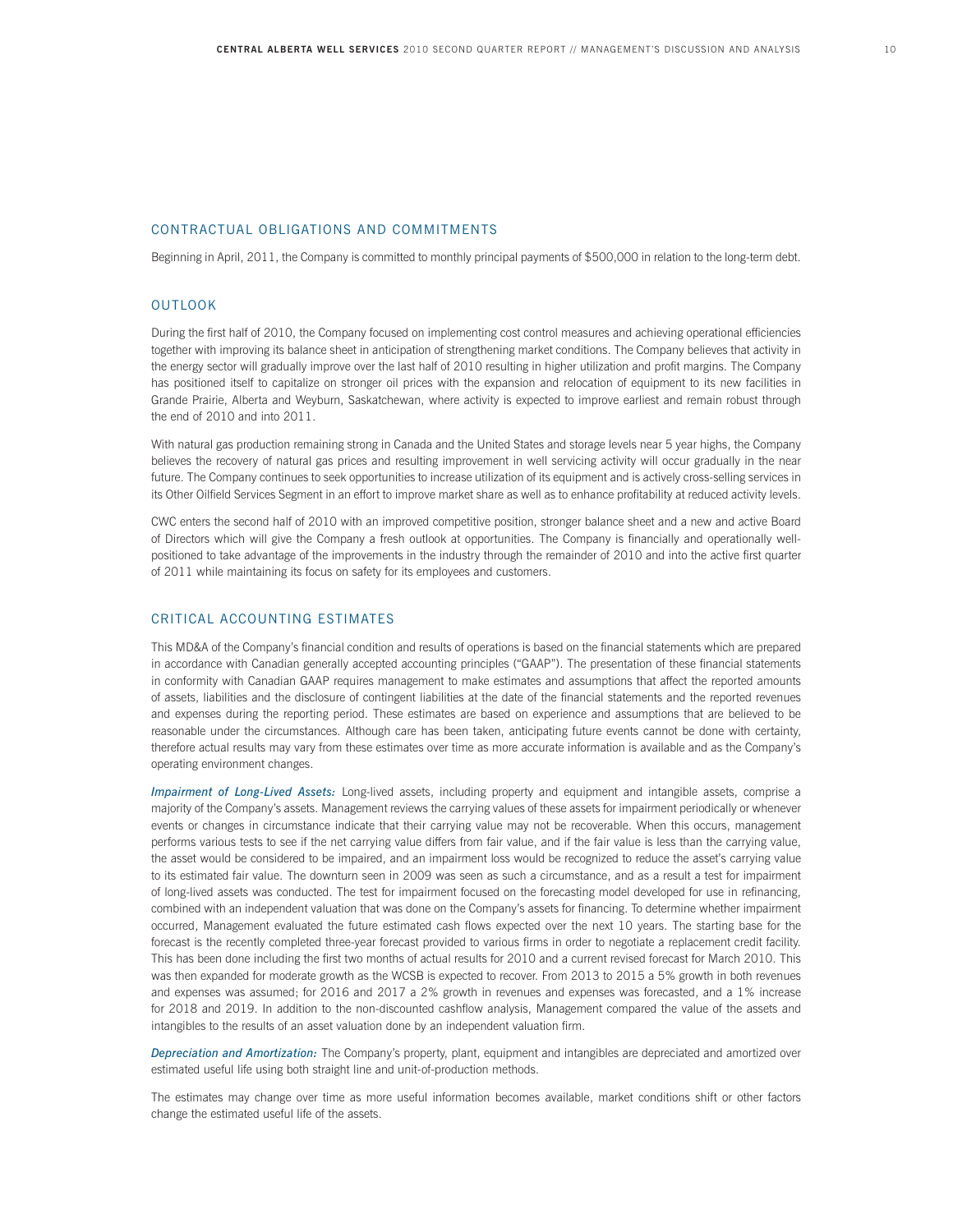## CONTRACTUAL OBLIGATIONS AND COMMITMENTS

Beginning in April, 2011, the Company is committed to monthly principal payments of $500,000 in relation to the long-term debt.

## OUTLOOK

During the first half of 2010, the Company focused on implementing cost control measures and achieving operational efficiencies together with improving its balance sheet in anticipation of strengthening market conditions. The Company believes that activity in the energy sector will gradually improve over the last half of 2010 resulting in higher utilization and profit margins. The Company has positioned itself to capitalize on stronger oil prices with the expansion and relocation of equipment to its new facilities in Grande Prairie, Alberta and Weyburn, Saskatchewan, where activity is expected to improve earliest and remain robust through the end of 2010 and into 2011.

With natural gas production remaining strong in Canada and the United States and storage levels near 5 year highs, the Company believes the recovery of natural gas prices and resulting improvement in well servicing activity will occur gradually in the near future. The Company continues to seek opportunities to increase utilization of its equipment and is actively cross-selling services in its Other Oilfield Services Segment in an effort to improve market share as well as to enhance profitability at reduced activity levels.

CWC enters the second half of 2010 with an improved competitive position, stronger balance sheet and a new and active Board of Directors which will give the Company a fresh outlook at opportunities. The Company is financially and operationally well-positioned to take advantage of the improvements in the industry through the remainder of 2010 and into the active first quarter of 2011 while maintaining its focus on safety for its employees and customers.

## CRITICAL ACCOUNTING ESTIMATES

This MD&A of the Company's financial condition and results of operations is based on the financial statements which are prepared in accordance with Canadian generally accepted accounting principles ("GAAP"). The presentation of these financial statements in conformity with Canadian GAAP requires management to make estimates and assumptions that affect the reported amounts of assets, liabilities and the disclosure of contingent liabilities at the date of the financial statements and the reported revenues and expenses during the reporting period. These estimates are based on experience and assumptions that are believed to be reasonable under the circumstances. Although care has been taken, anticipating future events cannot be done with certainty, therefore actual results may vary from these estimates over time as more accurate information is available and as the Company's operating environment changes.

***Impairment of Long-Lived Assets:*** Long-lived assets, including property and equipment and intangible assets, comprise a majority of the Company's assets. Management reviews the carrying values of these assets for impairment periodically or whenever events or changes in circumstance indicate that their carrying value may not be recoverable. When this occurs, management performs various tests to see if the net carrying value differs from fair value, and if the fair value is less than the carrying value, the asset would be considered to be impaired, and an impairment loss would be recognized to reduce the asset's carrying value to its estimated fair value. The downturn seen in 2009 was seen as such a circumstance, and as a result a test for impairment of long-lived assets was conducted. The test for impairment focused on the forecasting model developed for use in refinancing, combined with an independent valuation that was done on the Company's assets for financing. To determine whether impairment occurred, Management evaluated the future estimated cash flows expected over the next 10 years. The starting base for the forecast is the recently completed three-year forecast provided to various firms in order to negotiate a replacement credit facility. This has been done including the first two months of actual results for 2010 and a current revised forecast for March 2010. This was then expanded for moderate growth as the WCSB is expected to recover. From 2013 to 2015 a 5% growth in both revenues and expenses was assumed; for 2016 and 2017 a 2% growth in revenues and expenses was forecasted, and a 1% increase for 2018 and 2019. In addition to the non-discounted cashflow analysis, Management compared the value of the assets and intangibles to the results of an asset valuation done by an independent valuation firm.

***Depreciation and Amortization:*** The Company's property, plant, equipment and intangibles are depreciated and amortized over estimated useful life using both straight line and unit-of-production methods.

The estimates may change over time as more useful information becomes available, market conditions shift or other factors change the estimated useful life of the assets.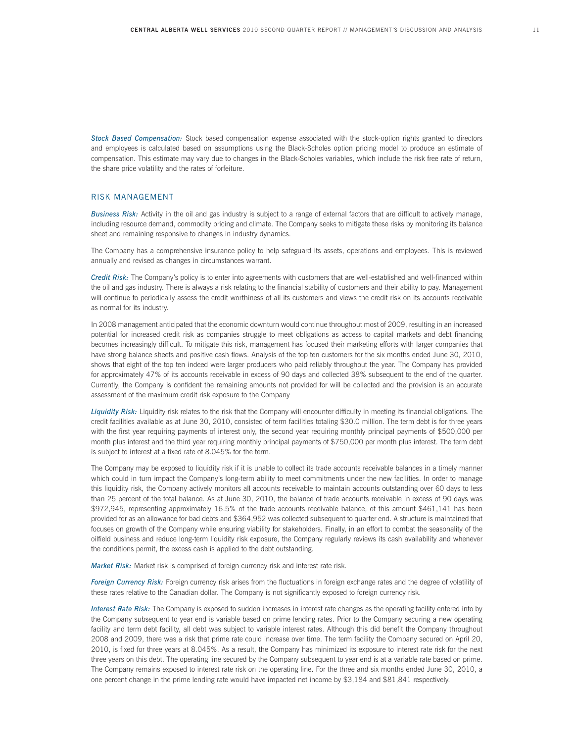*Stock Based Compensation:* Stock based compensation expense associated with the stock-option rights granted to directors and employees is calculated based on assumptions using the Black-Scholes option pricing model to produce an estimate of compensation. This estimate may vary due to changes in the Black-Scholes variables, which include the risk free rate of return, the share price volatility and the rates of forfeiture.

## RISK MANAGEMENT

*Business Risk:* Activity in the oil and gas industry is subject to a range of external factors that are difficult to actively manage, including resource demand, commodity pricing and climate. The Company seeks to mitigate these risks by monitoring its balance sheet and remaining responsive to changes in industry dynamics.

The Company has a comprehensive insurance policy to help safeguard its assets, operations and employees. This is reviewed annually and revised as changes in circumstances warrant.

*Credit Risk:* The Company's policy is to enter into agreements with customers that are well-established and well-financed within the oil and gas industry. There is always a risk relating to the financial stability of customers and their ability to pay. Management will continue to periodically assess the credit worthiness of all its customers and views the credit risk on its accounts receivable as normal for its industry.

In 2008 management anticipated that the economic downturn would continue throughout most of 2009, resulting in an increased potential for increased credit risk as companies struggle to meet obligations as access to capital markets and debt financing becomes increasingly difficult. To mitigate this risk, management has focused their marketing efforts with larger companies that have strong balance sheets and positive cash flows. Analysis of the top ten customers for the six months ended June 30, 2010, shows that eight of the top ten indeed were larger producers who paid reliably throughout the year. The Company has provided for approximately 47% of its accounts receivable in excess of 90 days and collected 38% subsequent to the end of the quarter. Currently, the Company is confident the remaining amounts not provided for will be collected and the provision is an accurate assessment of the maximum credit risk exposure to the Company

*Liquidity Risk:* Liquidity risk relates to the risk that the Company will encounter difficulty in meeting its financial obligations. The credit facilities available as at June 30, 2010, consisted of term facilities totaling $30.0 million. The term debt is for three years with the first year requiring payments of interest only, the second year requiring monthly principal payments of $500,000 per month plus interest and the third year requiring monthly principal payments of $750,000 per month plus interest. The term debt is subject to interest at a fixed rate of 8.045% for the term.

The Company may be exposed to liquidity risk if it is unable to collect its trade accounts receivable balances in a timely manner which could in turn impact the Company's long-term ability to meet commitments under the new facilities. In order to manage this liquidity risk, the Company actively monitors all accounts receivable to maintain accounts outstanding over 60 days to less than 25 percent of the total balance. As at June 30, 2010, the balance of trade accounts receivable in excess of 90 days was $972,945, representing approximately 16.5% of the trade accounts receivable balance, of this amount $461,141 has been provided for as an allowance for bad debts and $364,952 was collected subsequent to quarter end. A structure is maintained that focuses on growth of the Company while ensuring viability for stakeholders. Finally, in an effort to combat the seasonality of the oilfield business and reduce long-term liquidity risk exposure, the Company regularly reviews its cash availability and whenever the conditions permit, the excess cash is applied to the debt outstanding.

*Market Risk:* Market risk is comprised of foreign currency risk and interest rate risk.

*Foreign Currency Risk:* Foreign currency risk arises from the fluctuations in foreign exchange rates and the degree of volatility of these rates relative to the Canadian dollar. The Company is not significantly exposed to foreign currency risk.

*Interest Rate Risk:* The Company is exposed to sudden increases in interest rate changes as the operating facility entered into by the Company subsequent to year end is variable based on prime lending rates. Prior to the Company securing a new operating facility and term debt facility, all debt was subject to variable interest rates. Although this did benefit the Company throughout 2008 and 2009, there was a risk that prime rate could increase over time. The term facility the Company secured on April 20, 2010, is fixed for three years at 8.045%. As a result, the Company has minimized its exposure to interest rate risk for the next three years on this debt. The operating line secured by the Company subsequent to year end is at a variable rate based on prime. The Company remains exposed to interest rate risk on the operating line. For the three and six months ended June 30, 2010, a one percent change in the prime lending rate would have impacted net income by $3,184 and $81,841 respectively.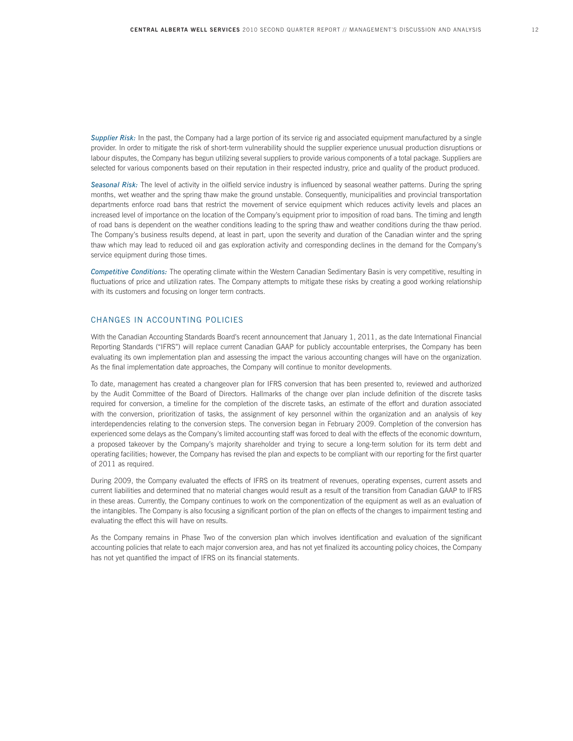***Supplier Risk:*** In the past, the Company had a large portion of its service rig and associated equipment manufactured by a single provider. In order to mitigate the risk of short-term vulnerability should the supplier experience unusual production disruptions or labour disputes, the Company has begun utilizing several suppliers to provide various components of a total package. Suppliers are selected for various components based on their reputation in their respected industry, price and quality of the product produced.

***Seasonal Risk:*** The level of activity in the oilfield service industry is influenced by seasonal weather patterns. During the spring months, wet weather and the spring thaw make the ground unstable. Consequently, municipalities and provincial transportation departments enforce road bans that restrict the movement of service equipment which reduces activity levels and places an increased level of importance on the location of the Company's equipment prior to imposition of road bans. The timing and length of road bans is dependent on the weather conditions leading to the spring thaw and weather conditions during the thaw period. The Company's business results depend, at least in part, upon the severity and duration of the Canadian winter and the spring thaw which may lead to reduced oil and gas exploration activity and corresponding declines in the demand for the Company's service equipment during those times.

***Competitive Conditions:*** The operating climate within the Western Canadian Sedimentary Basin is very competitive, resulting in fluctuations of price and utilization rates. The Company attempts to mitigate these risks by creating a good working relationship with its customers and focusing on longer term contracts.

## CHANGES IN ACCOUNTING POLICIES

With the Canadian Accounting Standards Board's recent announcement that January 1, 2011, as the date International Financial Reporting Standards ("IFRS") will replace current Canadian GAAP for publicly accountable enterprises, the Company has been evaluating its own implementation plan and assessing the impact the various accounting changes will have on the organization. As the final implementation date approaches, the Company will continue to monitor developments.

To date, management has created a changeover plan for IFRS conversion that has been presented to, reviewed and authorized by the Audit Committee of the Board of Directors. Hallmarks of the change over plan include definition of the discrete tasks required for conversion, a timeline for the completion of the discrete tasks, an estimate of the effort and duration associated with the conversion, prioritization of tasks, the assignment of key personnel within the organization and an analysis of key interdependencies relating to the conversion steps. The conversion began in February 2009. Completion of the conversion has experienced some delays as the Company's limited accounting staff was forced to deal with the effects of the economic downturn, a proposed takeover by the Company's majority shareholder and trying to secure a long-term solution for its term debt and operating facilities; however, the Company has revised the plan and expects to be compliant with our reporting for the first quarter of 2011 as required.

During 2009, the Company evaluated the effects of IFRS on its treatment of revenues, operating expenses, current assets and current liabilities and determined that no material changes would result as a result of the transition from Canadian GAAP to IFRS in these areas. Currently, the Company continues to work on the componentization of the equipment as well as an evaluation of the intangibles. The Company is also focusing a significant portion of the plan on effects of the changes to impairment testing and evaluating the effect this will have on results.

As the Company remains in Phase Two of the conversion plan which involves identification and evaluation of the significant accounting policies that relate to each major conversion area, and has not yet finalized its accounting policy choices, the Company has not yet quantified the impact of IFRS on its financial statements.